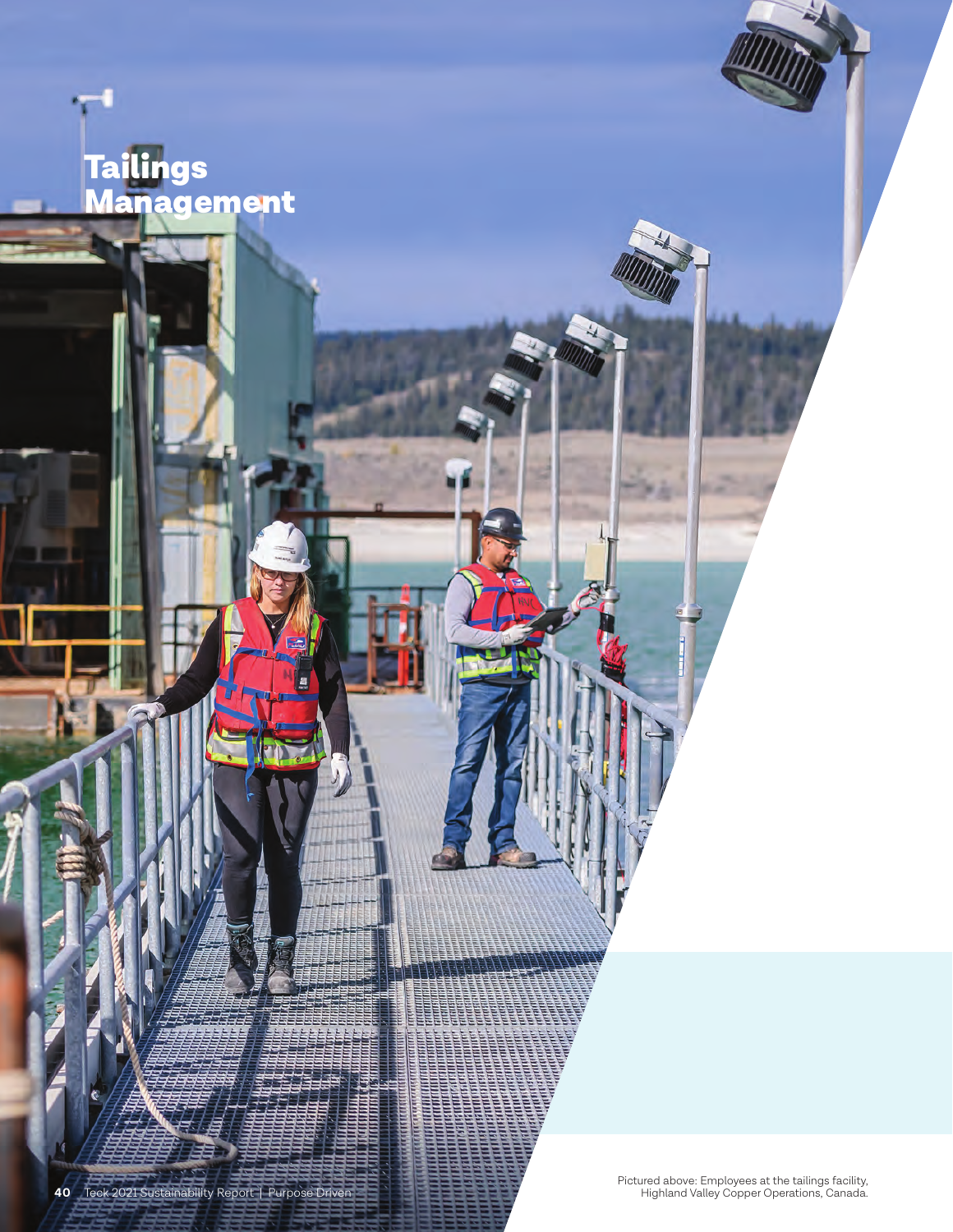# Tailings Management

Pictured above: Employees at the tailings facility, Highland Valley Copper Operations, Canada.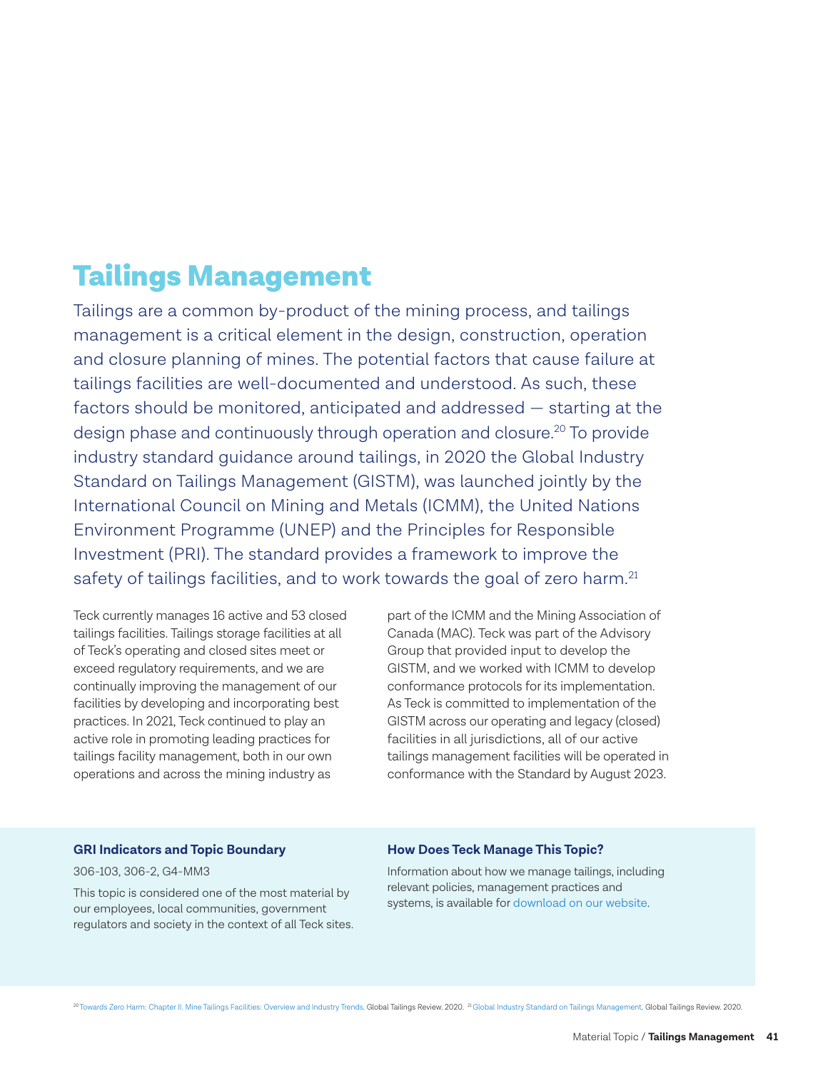# Tailings Management

Tailings are a common by-product of the mining process, and tailings management is a critical element in the design, construction, operation and closure planning of mines. The potential factors that cause failure at tailings facilities are well-documented and understood. As such, these factors should be monitored, anticipated and addressed — starting at the design phase and continuously through operation and closure.[20] To provide industry standard guidance around tailings, in 2020 the Global Industry Standard on Tailings Management (GISTM), was launched jointly by the International Council on Mining and Metals (ICMM), the United Nations Environment Programme (UNEP) and the Principles for Responsible Investment (PRI). The standard provides a framework to improve the safety of tailings facilities, and to work towards the goal of zero harm.[21]

Teck currently manages 16 active and 53 closed tailings facilities. Tailings storage facilities at all of Teck's operating and closed sites meet or exceed regulatory requirements, and we are continually improving the management of our facilities by developing and incorporating best practices. In 2021, Teck continued to play an active role in promoting leading practices for tailings facility management, both in our own operations and across the mining industry as part of the ICMM and the Mining Association of Canada (MAC). Teck was part of the Advisory Group that provided input to develop the GISTM, and we worked with ICMM to develop conformance protocols for its implementation. As Teck is committed to implementation of the GISTM across our operating and legacy (closed) facilities in all jurisdictions, all of our active tailings management facilities will be operated in conformance with the Standard by August 2023.

**GRI Indicators and Topic Boundary**

306-103, 306-2, G4-MM3

This topic is considered one of the most material by our employees, local communities, government regulators and society in the context of all Teck sites.

**How Does Teck Manage This Topic?**

Information about how we manage tailings, including relevant policies, management practices and systems, is available for download on our website.

[20] Towards Zero Harm: Chapter II. Mine Tailings Facilities: Overview and Industry Trends. Global Tailings Review. 2020. [21] Global Industry Standard on Tailings Management. Global Tailings Review. 2020.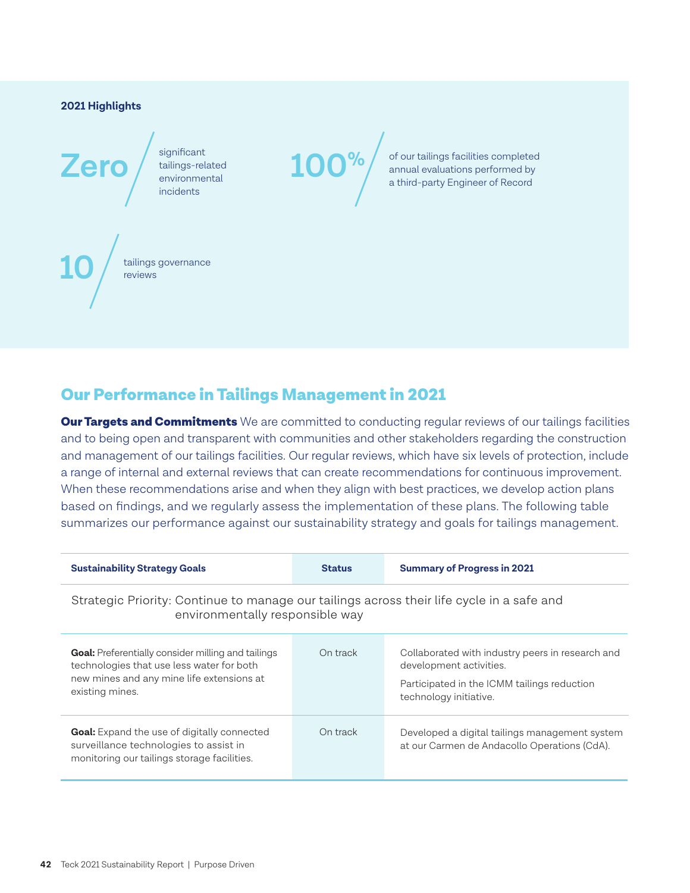**2021 Highlights**

**Zero** significant tailings-related environmental incidents

**100%** of our tailings facilities completed annual evaluations performed by a third-party Engineer of Record

**10** tailings governance reviews

## Our Performance in Tailings Management in 2021

**Our Targets and Commitments** We are committed to conducting regular reviews of our tailings facilities and to being open and transparent with communities and other stakeholders regarding the construction and management of our tailings facilities. Our regular reviews, which have six levels of protection, include a range of internal and external reviews that can create recommendations for continuous improvement. When these recommendations arise and when they align with best practices, we develop action plans based on findings, and we regularly assess the implementation of these plans. The following table summarizes our performance against our sustainability strategy and goals for tailings management.

| Sustainability Strategy Goals | Status | Summary of Progress in 2021 |
|---|---|---|
| Strategic Priority: Continue to manage our tailings across their life cycle in a safe and environmentally responsible way | | |
| **Goal:** Preferentially consider milling and tailings technologies that use less water for both new mines and any mine life extensions at existing mines. | On track | Collaborated with industry peers in research and development activities.<br>Participated in the ICMM tailings reduction technology initiative. |
| **Goal:** Expand the use of digitally connected surveillance technologies to assist in monitoring our tailings storage facilities. | On track | Developed a digital tailings management system at our Carmen de Andacollo Operations (CdA). |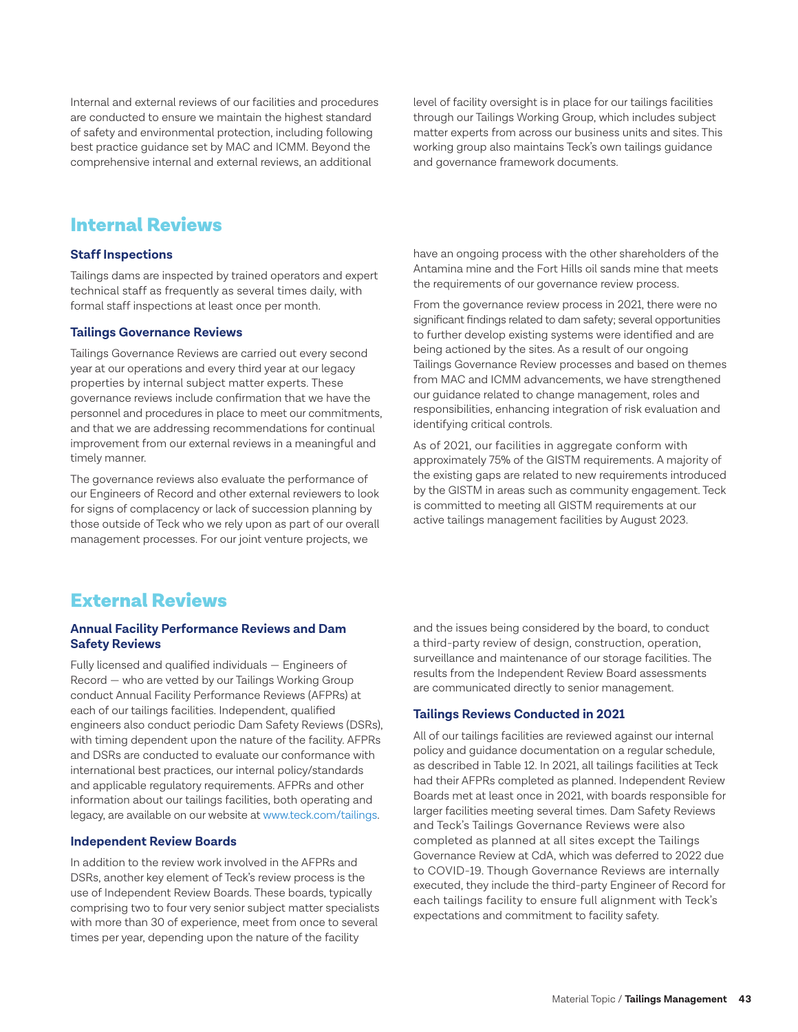Internal and external reviews of our facilities and procedures are conducted to ensure we maintain the highest standard of safety and environmental protection, including following best practice guidance set by MAC and ICMM. Beyond the comprehensive internal and external reviews, an additional level of facility oversight is in place for our tailings facilities through our Tailings Working Group, which includes subject matter experts from across our business units and sites. This working group also maintains Teck's own tailings guidance and governance framework documents.

## Internal Reviews

### Staff Inspections

Tailings dams are inspected by trained operators and expert technical staff as frequently as several times daily, with formal staff inspections at least once per month.

### Tailings Governance Reviews

Tailings Governance Reviews are carried out every second year at our operations and every third year at our legacy properties by internal subject matter experts. These governance reviews include confirmation that we have the personnel and procedures in place to meet our commitments, and that we are addressing recommendations for continual improvement from our external reviews in a meaningful and timely manner.

The governance reviews also evaluate the performance of our Engineers of Record and other external reviewers to look for signs of complacency or lack of succession planning by those outside of Teck who we rely upon as part of our overall management processes. For our joint venture projects, we have an ongoing process with the other shareholders of the Antamina mine and the Fort Hills oil sands mine that meets the requirements of our governance review process.

From the governance review process in 2021, there were no significant findings related to dam safety; several opportunities to further develop existing systems were identified and are being actioned by the sites. As a result of our ongoing Tailings Governance Review processes and based on themes from MAC and ICMM advancements, we have strengthened our guidance related to change management, roles and responsibilities, enhancing integration of risk evaluation and identifying critical controls.

As of 2021, our facilities in aggregate conform with approximately 75% of the GISTM requirements. A majority of the existing gaps are related to new requirements introduced by the GISTM in areas such as community engagement. Teck is committed to meeting all GISTM requirements at our active tailings management facilities by August 2023.

## External Reviews

### Annual Facility Performance Reviews and Dam Safety Reviews

Fully licensed and qualified individuals — Engineers of Record — who are vetted by our Tailings Working Group conduct Annual Facility Performance Reviews (AFPRs) at each of our tailings facilities. Independent, qualified engineers also conduct periodic Dam Safety Reviews (DSRs), with timing dependent upon the nature of the facility. AFPRs and DSRs are conducted to evaluate our conformance with international best practices, our internal policy/standards and applicable regulatory requirements. AFPRs and other information about our tailings facilities, both operating and legacy, are available on our website at www.teck.com/tailings.

### Independent Review Boards

In addition to the review work involved in the AFPRs and DSRs, another key element of Teck's review process is the use of Independent Review Boards. These boards, typically comprising two to four very senior subject matter specialists with more than 30 of experience, meet from once to several times per year, depending upon the nature of the facility and the issues being considered by the board, to conduct a third-party review of design, construction, operation, surveillance and maintenance of our storage facilities. The results from the Independent Review Board assessments are communicated directly to senior management.

### Tailings Reviews Conducted in 2021

All of our tailings facilities are reviewed against our internal policy and guidance documentation on a regular schedule, as described in Table 12. In 2021, all tailings facilities at Teck had their AFPRs completed as planned. Independent Review Boards met at least once in 2021, with boards responsible for larger facilities meeting several times. Dam Safety Reviews and Teck's Tailings Governance Reviews were also completed as planned at all sites except the Tailings Governance Review at CdA, which was deferred to 2022 due to COVID-19. Though Governance Reviews are internally executed, they include the third-party Engineer of Record for each tailings facility to ensure full alignment with Teck's expectations and commitment to facility safety.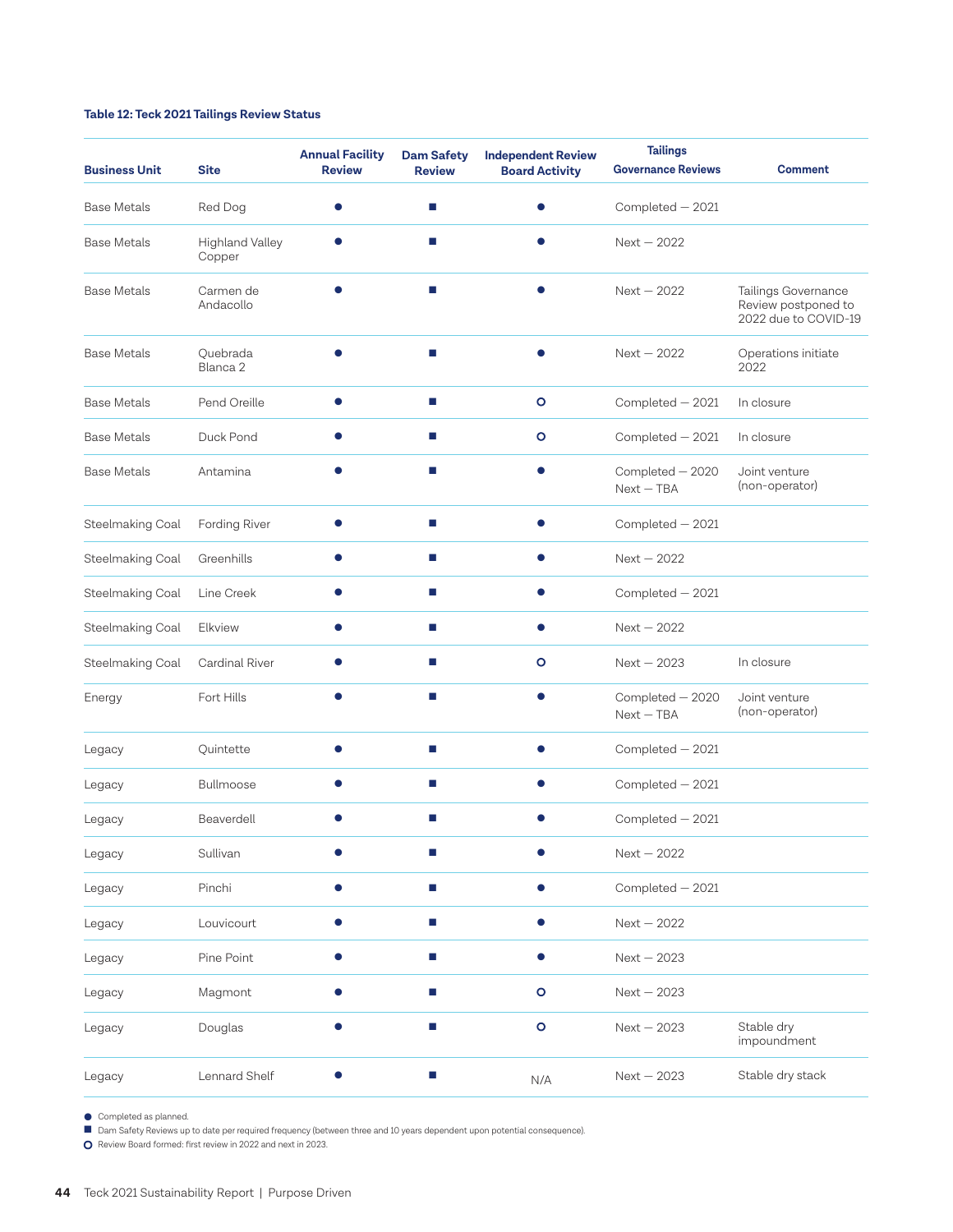**Table 12: Teck 2021 Tailings Review Status**

| Business Unit | Site | Annual Facility Review | Dam Safety Review | Independent Review Board Activity | Tailings Governance Reviews | Comment |
|---|---|---|---|---|---|---|
| Base Metals | Red Dog | ● | ■ | ● | Completed — 2021 | |
| Base Metals | Highland Valley Copper | ● | ■ | ● | Next — 2022 | |
| Base Metals | Carmen de Andacollo | ● | ■ | ● | Next — 2022 | Tailings Governance Review postponed to 2022 due to COVID-19 |
| Base Metals | Quebrada Blanca 2 | ● | ■ | ● | Next — 2022 | Operations initiate 2022 |
| Base Metals | Pend Oreille | ● | ■ | ○ | Completed — 2021 | In closure |
| Base Metals | Duck Pond | ● | ■ | ○ | Completed — 2021 | In closure |
| Base Metals | Antamina | ● | ■ | ● | Completed — 2020 Next — TBA | Joint venture (non-operator) |
| Steelmaking Coal | Fording River | ● | ■ | ● | Completed — 2021 | |
| Steelmaking Coal | Greenhills | ● | ■ | ● | Next — 2022 | |
| Steelmaking Coal | Line Creek | ● | ■ | ● | Completed — 2021 | |
| Steelmaking Coal | Elkview | ● | ■ | ● | Next — 2022 | |
| Steelmaking Coal | Cardinal River | ● | ■ | ○ | Next — 2023 | In closure |
| Energy | Fort Hills | ● | ■ | ● | Completed — 2020 Next — TBA | Joint venture (non-operator) |
| Legacy | Quintette | ● | ■ | ● | Completed — 2021 | |
| Legacy | Bullmoose | ● | ■ | ● | Completed — 2021 | |
| Legacy | Beaverdell | ● | ■ | ● | Completed — 2021 | |
| Legacy | Sullivan | ● | ■ | ● | Next — 2022 | |
| Legacy | Pinchi | ● | ■ | ● | Completed — 2021 | |
| Legacy | Louvicourt | ● | ■ | ● | Next — 2022 | |
| Legacy | Pine Point | ● | ■ | ● | Next — 2023 | |
| Legacy | Magmont | ● | ■ | ○ | Next — 2023 | |
| Legacy | Douglas | ● | ■ | ○ | Next — 2023 | Stable dry impoundment |
| Legacy | Lennard Shelf | ● | ■ | N/A | Next — 2023 | Stable dry stack |

● Completed as planned.
■ Dam Safety Reviews up to date per required frequency (between three and 10 years dependent upon potential consequence).
○ Review Board formed: first review in 2022 and next in 2023.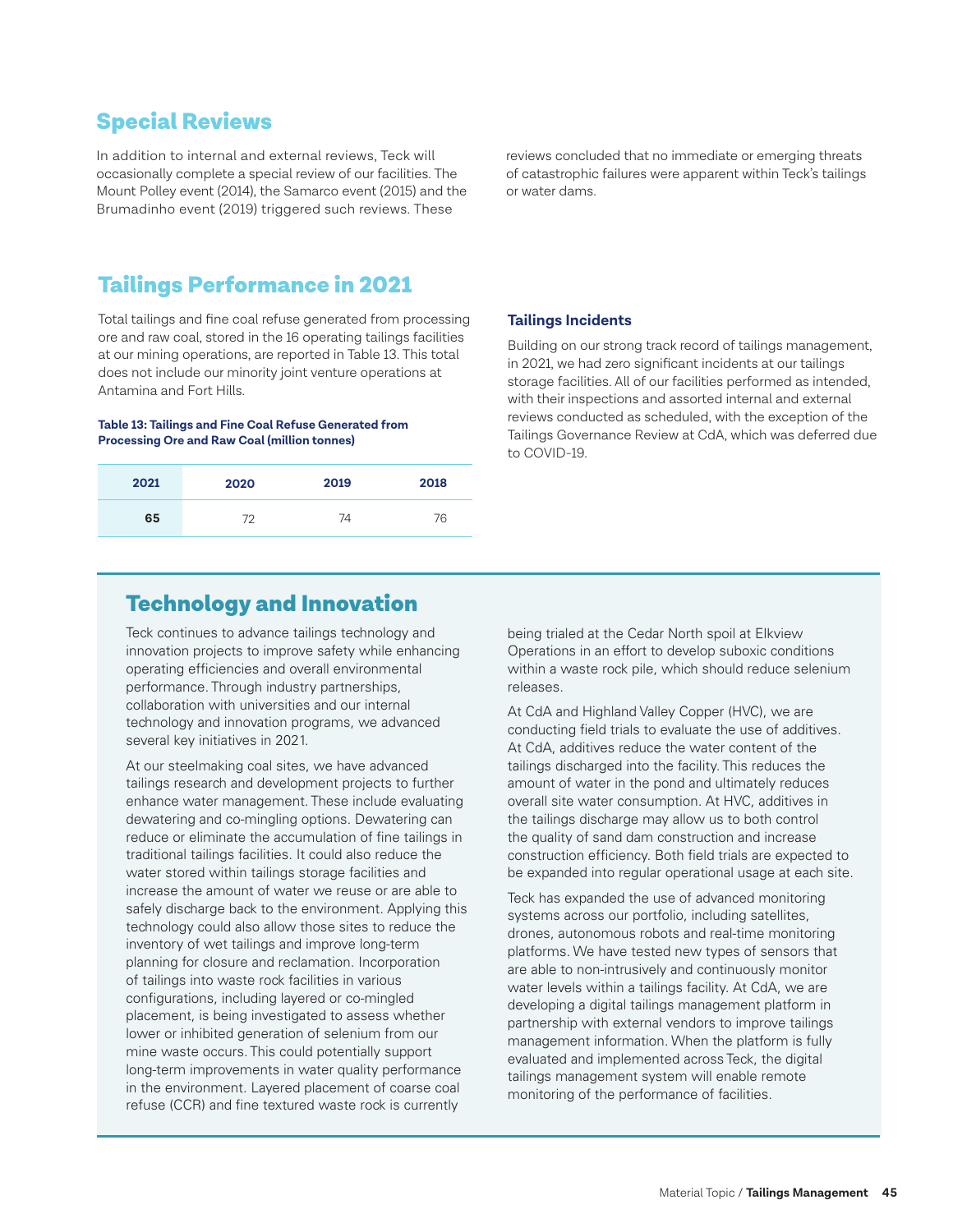## Special Reviews

In addition to internal and external reviews, Teck will occasionally complete a special review of our facilities. The Mount Polley event (2014), the Samarco event (2015) and the Brumadinho event (2019) triggered such reviews. These reviews concluded that no immediate or emerging threats of catastrophic failures were apparent within Teck's tailings or water dams.

## Tailings Performance in 2021

Total tailings and fine coal refuse generated from processing ore and raw coal, stored in the 16 operating tailings facilities at our mining operations, are reported in Table 13. This total does not include our minority joint venture operations at Antamina and Fort Hills.

**Table 13: Tailings and Fine Coal Refuse Generated from Processing Ore and Raw Coal (million tonnes)**

| 2021 | 2020 | 2019 | 2018 |
|---|---|---|---|
| **65** | 72 | 74 | 76 |

### Tailings Incidents

Building on our strong track record of tailings management, in 2021, we had zero significant incidents at our tailings storage facilities. All of our facilities performed as intended, with their inspections and assorted internal and external reviews conducted as scheduled, with the exception of the Tailings Governance Review at CdA, which was deferred due to COVID-19.

## Technology and Innovation

Teck continues to advance tailings technology and innovation projects to improve safety while enhancing operating efficiencies and overall environmental performance. Through industry partnerships, collaboration with universities and our internal technology and innovation programs, we advanced several key initiatives in 2021.

At our steelmaking coal sites, we have advanced tailings research and development projects to further enhance water management. These include evaluating dewatering and co-mingling options. Dewatering can reduce or eliminate the accumulation of fine tailings in traditional tailings facilities. It could also reduce the water stored within tailings storage facilities and increase the amount of water we reuse or are able to safely discharge back to the environment. Applying this technology could also allow those sites to reduce the inventory of wet tailings and improve long-term planning for closure and reclamation. Incorporation of tailings into waste rock facilities in various configurations, including layered or co-mingled placement, is being investigated to assess whether lower or inhibited generation of selenium from our mine waste occurs. This could potentially support long-term improvements in water quality performance in the environment. Layered placement of coarse coal refuse (CCR) and fine textured waste rock is currently being trialed at the Cedar North spoil at Elkview Operations in an effort to develop suboxic conditions within a waste rock pile, which should reduce selenium releases.

At CdA and Highland Valley Copper (HVC), we are conducting field trials to evaluate the use of additives. At CdA, additives reduce the water content of the tailings discharged into the facility. This reduces the amount of water in the pond and ultimately reduces overall site water consumption. At HVC, additives in the tailings discharge may allow us to both control the quality of sand dam construction and increase construction efficiency. Both field trials are expected to be expanded into regular operational usage at each site.

Teck has expanded the use of advanced monitoring systems across our portfolio, including satellites, drones, autonomous robots and real-time monitoring platforms. We have tested new types of sensors that are able to non-intrusively and continuously monitor water levels within a tailings facility. At CdA, we are developing a digital tailings management platform in partnership with external vendors to improve tailings management information. When the platform is fully evaluated and implemented across Teck, the digital tailings management system will enable remote monitoring of the performance of facilities.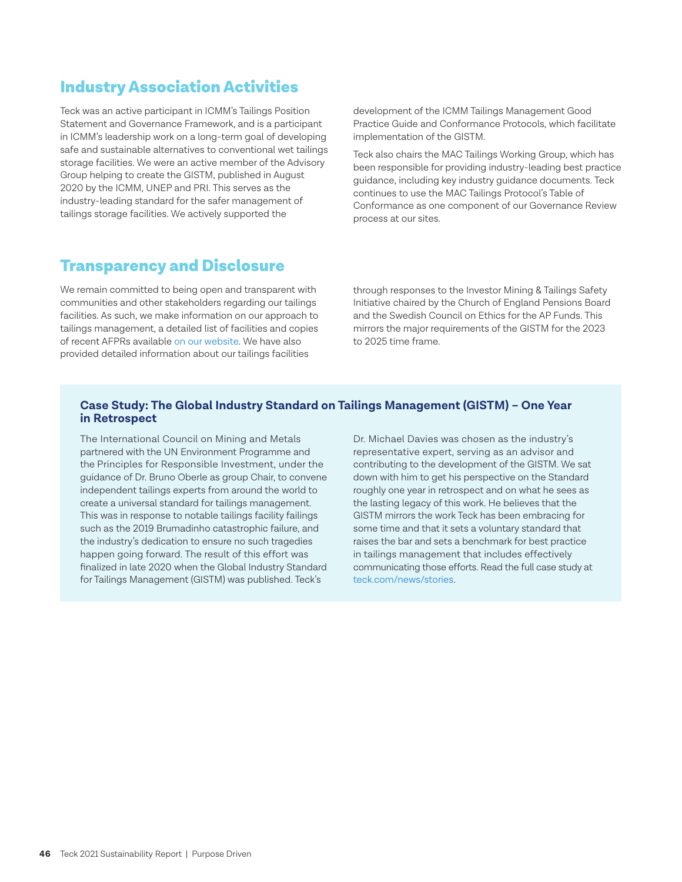## Industry Association Activities

Teck was an active participant in ICMM's Tailings Position Statement and Governance Framework, and is a participant in ICMM's leadership work on a long-term goal of developing safe and sustainable alternatives to conventional wet tailings storage facilities. We were an active member of the Advisory Group helping to create the GISTM, published in August 2020 by the ICMM, UNEP and PRI. This serves as the industry-leading standard for the safer management of tailings storage facilities. We actively supported the development of the ICMM Tailings Management Good Practice Guide and Conformance Protocols, which facilitate implementation of the GISTM.

Teck also chairs the MAC Tailings Working Group, which has been responsible for providing industry-leading best practice guidance, including key industry guidance documents. Teck continues to use the MAC Tailings Protocol's Table of Conformance as one component of our Governance Review process at our sites.

## Transparency and Disclosure

We remain committed to being open and transparent with communities and other stakeholders regarding our tailings facilities. As such, we make information on our approach to tailings management, a detailed list of facilities and copies of recent AFPRs available on our website. We have also provided detailed information about our tailings facilities through responses to the Investor Mining & Tailings Safety Initiative chaired by the Church of England Pensions Board and the Swedish Council on Ethics for the AP Funds. This mirrors the major requirements of the GISTM for the 2023 to 2025 time frame.

### Case Study: The Global Industry Standard on Tailings Management (GISTM) – One Year in Retrospect

The International Council on Mining and Metals partnered with the UN Environment Programme and the Principles for Responsible Investment, under the guidance of Dr. Bruno Oberle as group Chair, to convene independent tailings experts from around the world to create a universal standard for tailings management. This was in response to notable tailings facility failings such as the 2019 Brumadinho catastrophic failure, and the industry's dedication to ensure no such tragedies happen going forward. The result of this effort was finalized in late 2020 when the Global Industry Standard for Tailings Management (GISTM) was published. Teck's Dr. Michael Davies was chosen as the industry's representative expert, serving as an advisor and contributing to the development of the GISTM. We sat down with him to get his perspective on the Standard roughly one year in retrospect and on what he sees as the lasting legacy of this work. He believes that the GISTM mirrors the work Teck has been embracing for some time and that it sets a voluntary standard that raises the bar and sets a benchmark for best practice in tailings management that includes effectively communicating those efforts. Read the full case study at teck.com/news/stories.